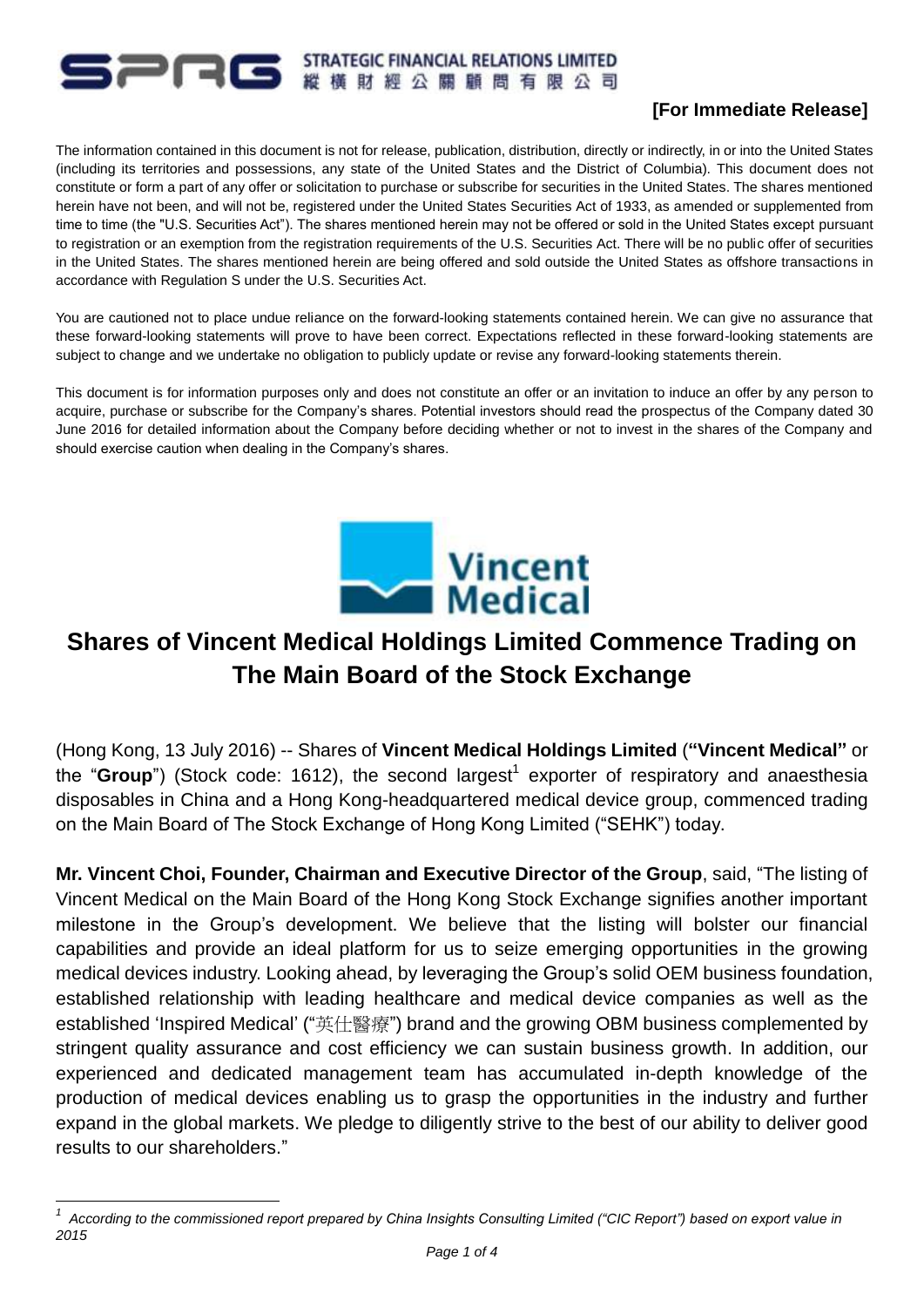**[For Immediate Release]**

The information contained in this document is not for release, publication, distribution, directly or indirectly, in or into the United States (including its territories and possessions, any state of the United States and the District of Columbia). This document does not constitute or form a part of any offer or solicitation to purchase or subscribe for securities in the United States. The shares mentioned herein have not been, and will not be, registered under the United States Securities Act of 1933, as amended or supplemented from time to time (the "U.S. Securities Act"). The shares mentioned herein may not be offered or sold in the United States except pursuant to registration or an exemption from the registration requirements of the U.S. Securities Act. There will be no public offer of securities in the United States. The shares mentioned herein are being offered and sold outside the United States as offshore transactions in accordance with Regulation S under the U.S. Securities Act.

You are cautioned not to place undue reliance on the forward-looking statements contained herein. We can give no assurance that these forward-looking statements will prove to have been correct. Expectations reflected in these forward-looking statements are subject to change and we undertake no obligation to publicly update or revise any forward-looking statements therein.

This document is for information purposes only and does not constitute an offer or an invitation to induce an offer by any person to acquire, purchase or subscribe for the Company's shares. Potential investors should read the prospectus of the Company dated 30 June 2016 for detailed information about the Company before deciding whether or not to invest in the shares of the Company and should exercise caution when dealing in the Company's shares.

# Shares of Vincent Medical Holdings Limited Commence Trading on The Main Board of the Stock Exchange

(Hong Kong, 13 July 2016) -- Shares of **Vincent Medical Holdings Limited** (**"Vincent Medical"** or the "**Group**") (Stock code: 1612), the second largest[1] exporter of respiratory and anaesthesia disposables in China and a Hong Kong-headquartered medical device group, commenced trading on the Main Board of The Stock Exchange of Hong Kong Limited ("SEHK") today.

**Mr. Vincent Choi, Founder, Chairman and Executive Director of the Group**, said, "The listing of Vincent Medical on the Main Board of the Hong Kong Stock Exchange signifies another important milestone in the Group's development. We believe that the listing will bolster our financial capabilities and provide an ideal platform for us to seize emerging opportunities in the growing medical devices industry. Looking ahead, by leveraging the Group's solid OEM business foundation, established relationship with leading healthcare and medical device companies as well as the established 'Inspired Medical' ("英仕醫療") brand and the growing OBM business complemented by stringent quality assurance and cost efficiency we can sustain business growth. In addition, our experienced and dedicated management team has accumulated in-depth knowledge of the production of medical devices enabling us to grasp the opportunities in the industry and further expand in the global markets. We pledge to diligently strive to the best of our ability to deliver good results to our shareholders."

[1] *According to the commissioned report prepared by China Insights Consulting Limited ("CIC Report") based on export value in 2015*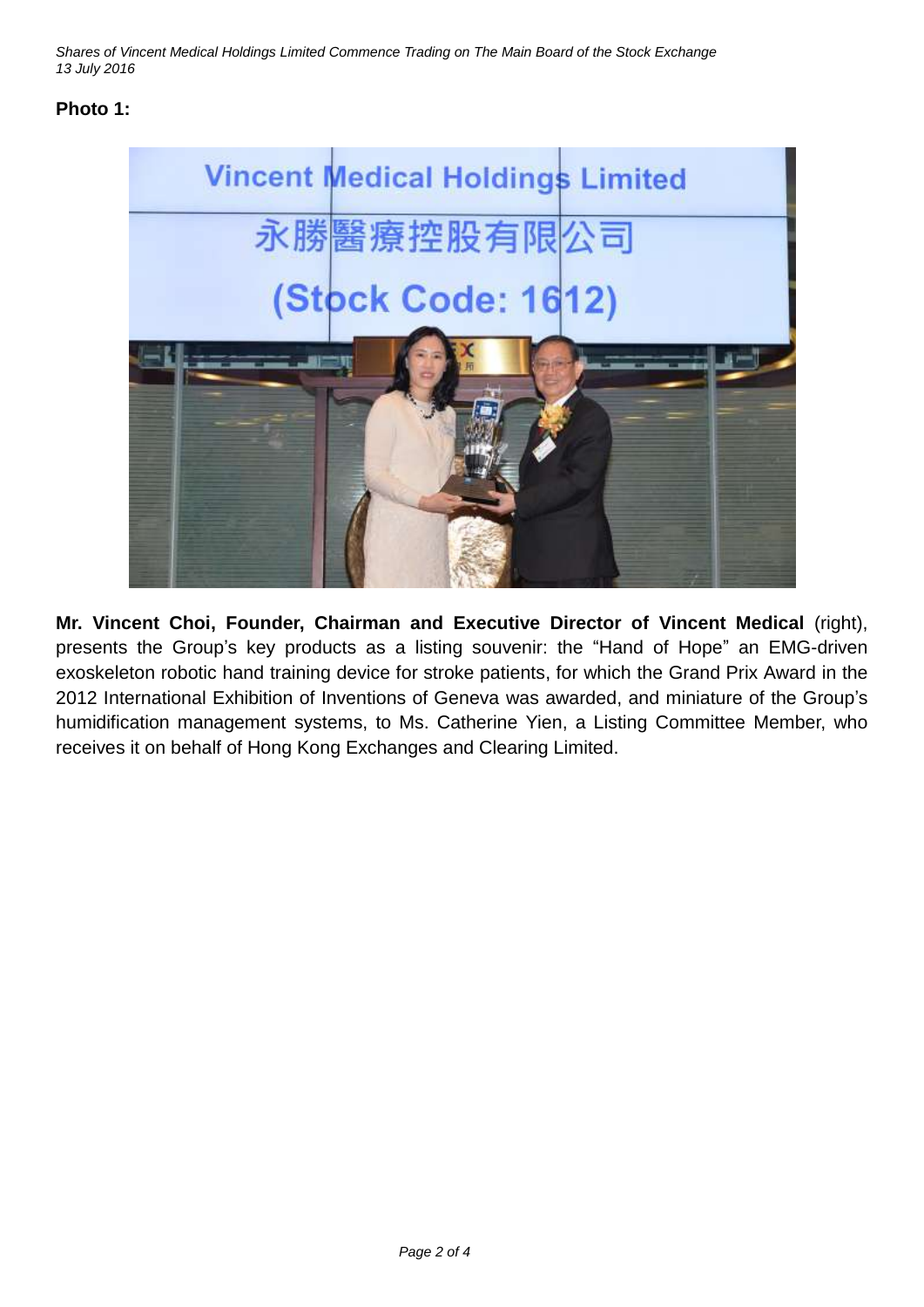**Photo 1:**

**Mr. Vincent Choi, Founder, Chairman and Executive Director of Vincent Medical** (right), presents the Group's key products as a listing souvenir: the "Hand of Hope" an EMG-driven exoskeleton robotic hand training device for stroke patients, for which the Grand Prix Award in the 2012 International Exhibition of Inventions of Geneva was awarded, and miniature of the Group's humidification management systems, to Ms. Catherine Yien, a Listing Committee Member, who receives it on behalf of Hong Kong Exchanges and Clearing Limited.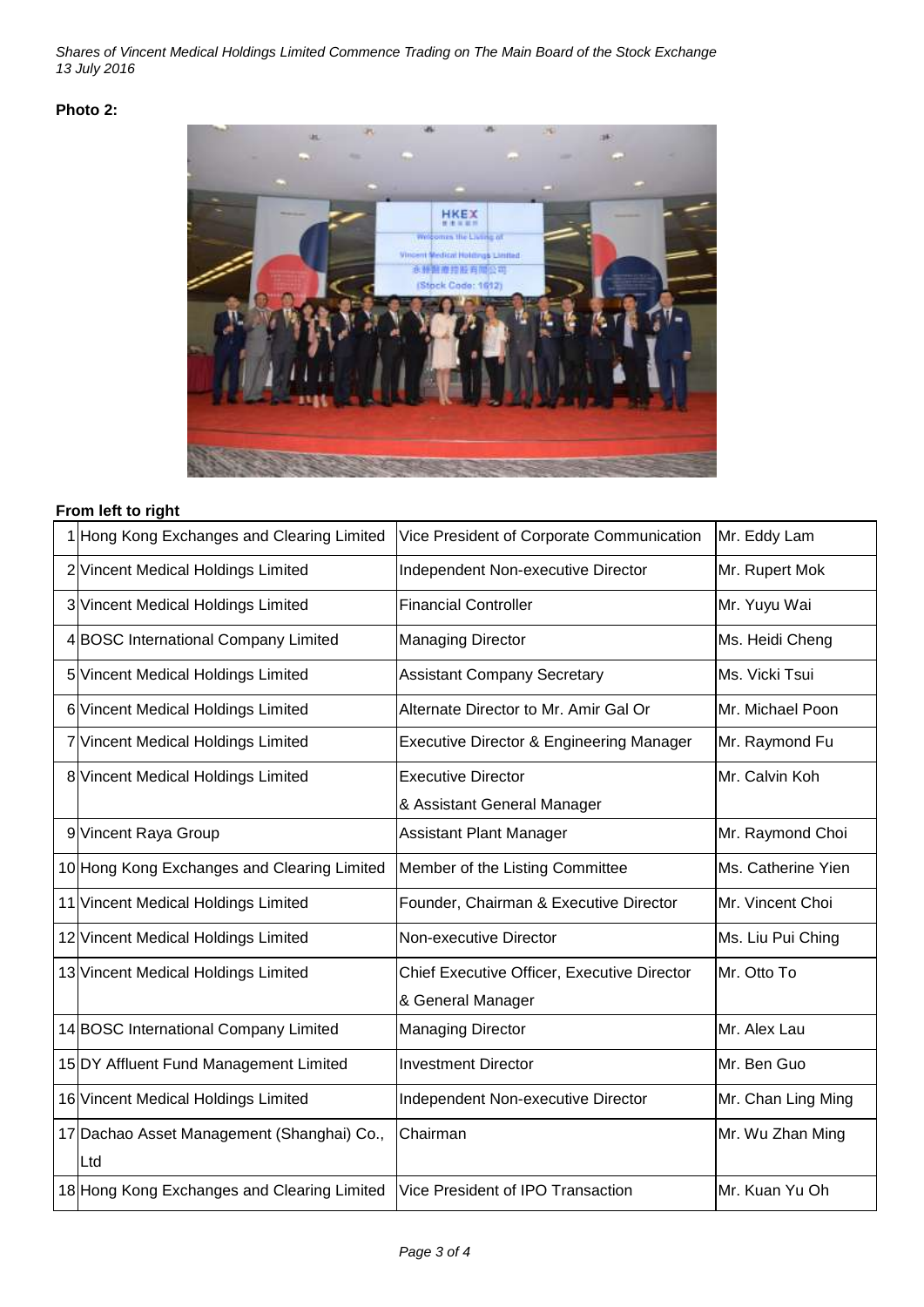*Shares of Vincent Medical Holdings Limited Commence Trading on The Main Board of the Stock Exchange*
*13 July 2016*

**Photo 2:**

**From left to right**

| | | | |
|---|---|---|---|
| 1 | Hong Kong Exchanges and Clearing Limited | Vice President of Corporate Communication | Mr. Eddy Lam |
| 2 | Vincent Medical Holdings Limited | Independent Non-executive Director | Mr. Rupert Mok |
| 3 | Vincent Medical Holdings Limited | Financial Controller | Mr. Yuyu Wai |
| 4 | BOSC International Company Limited | Managing Director | Ms. Heidi Cheng |
| 5 | Vincent Medical Holdings Limited | Assistant Company Secretary | Ms. Vicki Tsui |
| 6 | Vincent Medical Holdings Limited | Alternate Director to Mr. Amir Gal Or | Mr. Michael Poon |
| 7 | Vincent Medical Holdings Limited | Executive Director & Engineering Manager | Mr. Raymond Fu |
| 8 | Vincent Medical Holdings Limited | Executive Director & Assistant General Manager | Mr. Calvin Koh |
| 9 | Vincent Raya Group | Assistant Plant Manager | Mr. Raymond Choi |
| 10 | Hong Kong Exchanges and Clearing Limited | Member of the Listing Committee | Ms. Catherine Yien |
| 11 | Vincent Medical Holdings Limited | Founder, Chairman & Executive Director | Mr. Vincent Choi |
| 12 | Vincent Medical Holdings Limited | Non-executive Director | Ms. Liu Pui Ching |
| 13 | Vincent Medical Holdings Limited | Chief Executive Officer, Executive Director & General Manager | Mr. Otto To |
| 14 | BOSC International Company Limited | Managing Director | Mr. Alex Lau |
| 15 | DY Affluent Fund Management Limited | Investment Director | Mr. Ben Guo |
| 16 | Vincent Medical Holdings Limited | Independent Non-executive Director | Mr. Chan Ling Ming |
| 17 | Dachao Asset Management (Shanghai) Co., Ltd | Chairman | Mr. Wu Zhan Ming |
| 18 | Hong Kong Exchanges and Clearing Limited | Vice President of IPO Transaction | Mr. Kuan Yu Oh |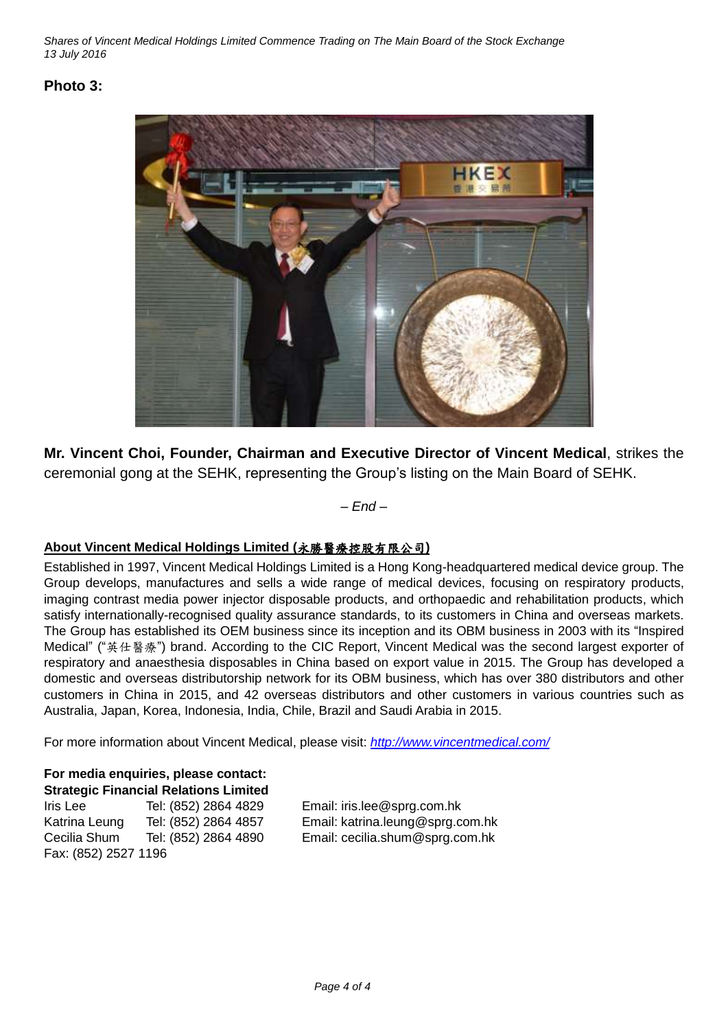**Photo 3:**

**Mr. Vincent Choi, Founder, Chairman and Executive Director of Vincent Medical**, strikes the ceremonial gong at the SEHK, representing the Group's listing on the Main Board of SEHK.

*– End –*

**About Vincent Medical Holdings Limited (永勝醫療控股有限公司)**

Established in 1997, Vincent Medical Holdings Limited is a Hong Kong-headquartered medical device group. The Group develops, manufactures and sells a wide range of medical devices, focusing on respiratory products, imaging contrast media power injector disposable products, and orthopaedic and rehabilitation products, which satisfy internationally-recognised quality assurance standards, to its customers in China and overseas markets. The Group has established its OEM business since its inception and its OBM business in 2003 with its "Inspired Medical" ("英仕醫療") brand. According to the CIC Report, Vincent Medical was the second largest exporter of respiratory and anaesthesia disposables in China based on export value in 2015. The Group has developed a domestic and overseas distributorship network for its OBM business, which has over 380 distributors and other customers in China in 2015, and 42 overseas distributors and other customers in various countries such as Australia, Japan, Korea, Indonesia, India, Chile, Brazil and Saudi Arabia in 2015.

For more information about Vincent Medical, please visit: *http://www.vincentmedical.com/*

**For media enquiries, please contact:**
**Strategic Financial Relations Limited**

| | | |
|---|---|---|
| Iris Lee | Tel: (852) 2864 4829 | Email: iris.lee@sprg.com.hk |
| Katrina Leung | Tel: (852) 2864 4857 | Email: katrina.leung@sprg.com.hk |
| Cecilia Shum | Tel: (852) 2864 4890 | Email: cecilia.shum@sprg.com.hk |

Fax: (852) 2527 1196